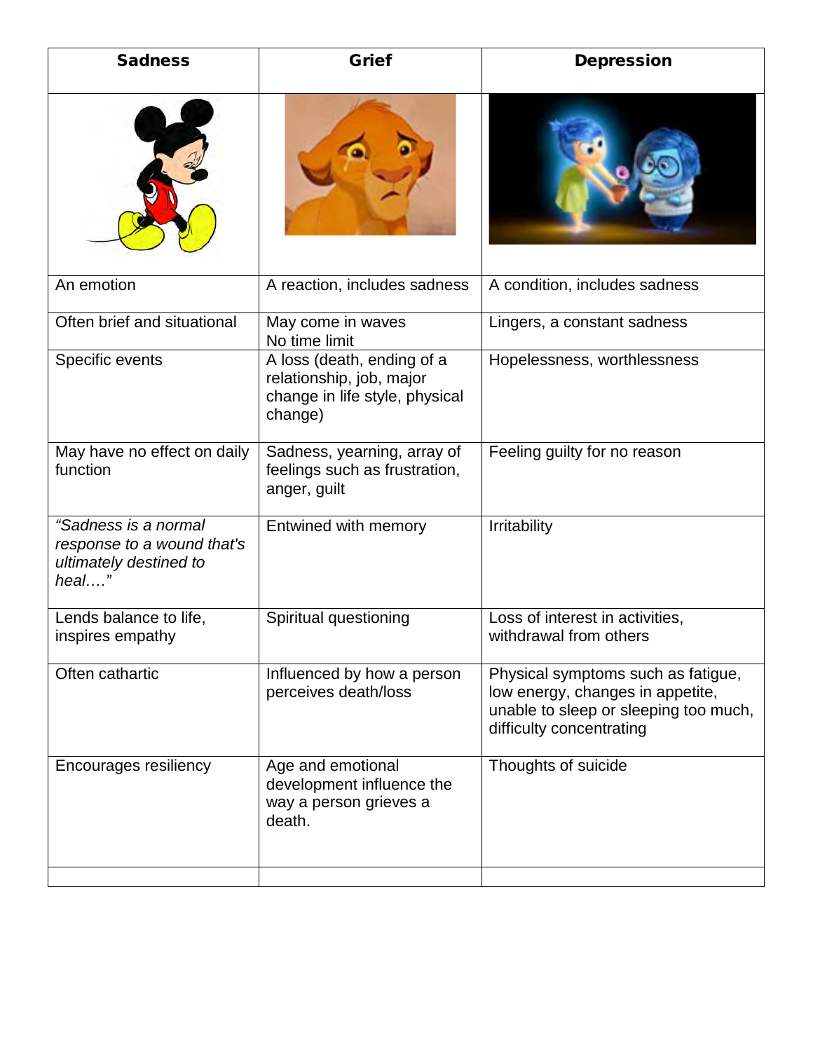| Sadness | Grief | Depression |
|---|---|---|
| | | |
| An emotion | A reaction, includes sadness | A condition, includes sadness |
| Often brief and situational | May come in waves<br>No time limit | Lingers, a constant sadness |
| Specific events | A loss (death, ending of a relationship, job, major change in life style, physical change) | Hopelessness, worthlessness |
| May have no effect on daily function | Sadness, yearning, array of feelings such as frustration, anger, guilt | Feeling guilty for no reason |
| *"Sadness is a normal response to a wound that's ultimately destined to heal…."* | Entwined with memory | Irritability |
| Lends balance to life, inspires empathy | Spiritual questioning | Loss of interest in activities, withdrawal from others |
| Often cathartic | Influenced by how a person perceives death/loss | Physical symptoms such as fatigue, low energy, changes in appetite, unable to sleep or sleeping too much, difficulty concentrating |
| Encourages resiliency | Age and emotional development influence the way a person grieves a death. | Thoughts of suicide |
| | | |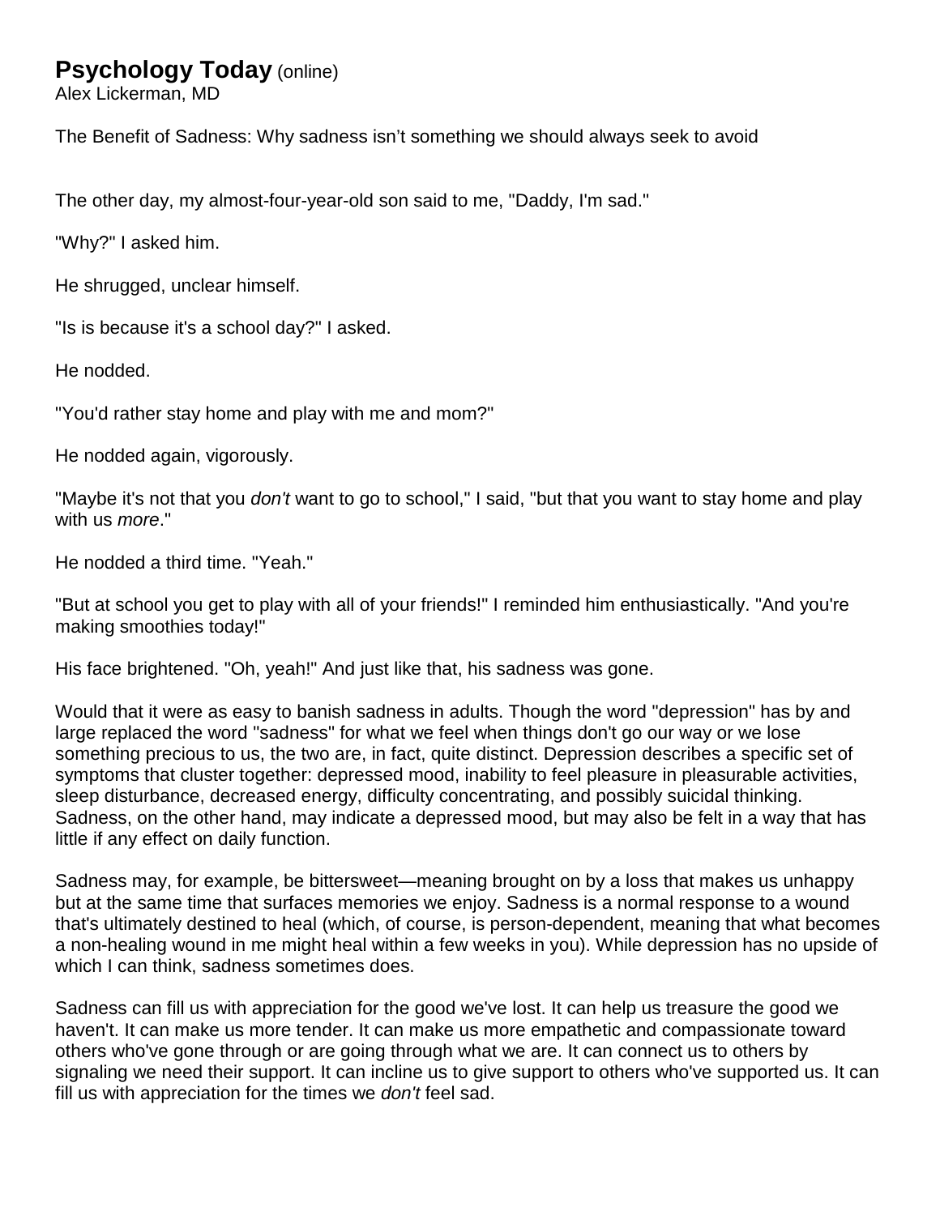# **Psychology Today** (online)

Alex Lickerman, MD

The Benefit of Sadness: Why sadness isn't something we should always seek to avoid

The other day, my almost-four-year-old son said to me, "Daddy, I'm sad."

"Why?" I asked him.

He shrugged, unclear himself.

"Is is because it's a school day?" I asked.

He nodded.

"You'd rather stay home and play with me and mom?"

He nodded again, vigorously.

"Maybe it's not that you *don't* want to go to school," I said, "but that you want to stay home and play with us *more*."

He nodded a third time. "Yeah."

"But at school you get to play with all of your friends!" I reminded him enthusiastically. "And you're making smoothies today!"

His face brightened. "Oh, yeah!" And just like that, his sadness was gone.

Would that it were as easy to banish sadness in adults. Though the word "depression" has by and large replaced the word "sadness" for what we feel when things don't go our way or we lose something precious to us, the two are, in fact, quite distinct. Depression describes a specific set of symptoms that cluster together: depressed mood, inability to feel pleasure in pleasurable activities, sleep disturbance, decreased energy, difficulty concentrating, and possibly suicidal thinking. Sadness, on the other hand, may indicate a depressed mood, but may also be felt in a way that has little if any effect on daily function.

Sadness may, for example, be bittersweet—meaning brought on by a loss that makes us unhappy but at the same time that surfaces memories we enjoy. Sadness is a normal response to a wound that's ultimately destined to heal (which, of course, is person-dependent, meaning that what becomes a non-healing wound in me might heal within a few weeks in you). While depression has no upside of which I can think, sadness sometimes does.

Sadness can fill us with appreciation for the good we've lost. It can help us treasure the good we haven't. It can make us more tender. It can make us more empathetic and compassionate toward others who've gone through or are going through what we are. It can connect us to others by signaling we need their support. It can incline us to give support to others who've supported us. It can fill us with appreciation for the times we *don't* feel sad.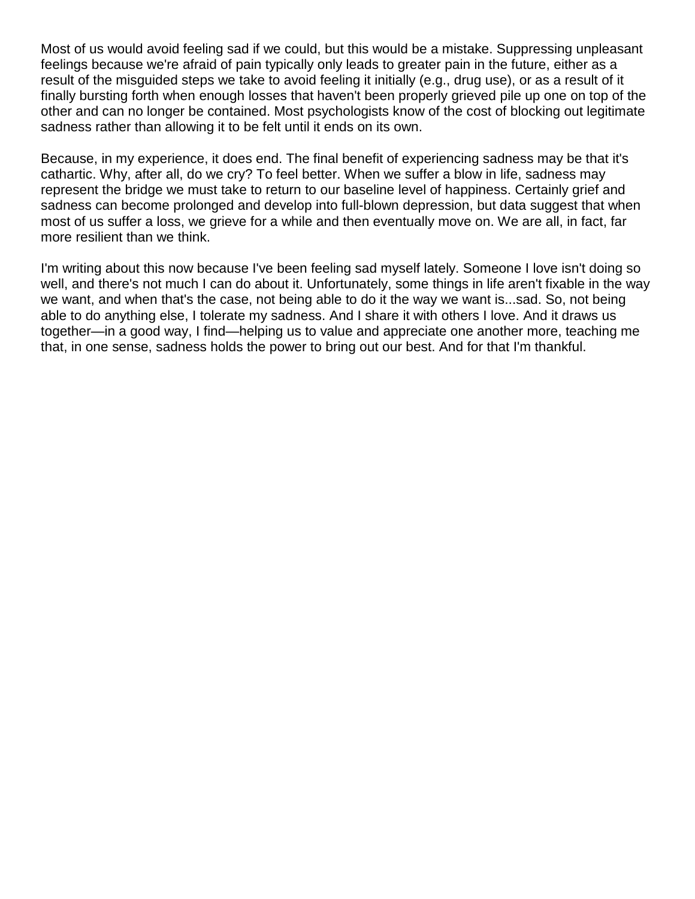Most of us would avoid feeling sad if we could, but this would be a mistake. Suppressing unpleasant feelings because we're afraid of pain typically only leads to greater pain in the future, either as a result of the misguided steps we take to avoid feeling it initially (e.g., drug use), or as a result of it finally bursting forth when enough losses that haven't been properly grieved pile up one on top of the other and can no longer be contained. Most psychologists know of the cost of blocking out legitimate sadness rather than allowing it to be felt until it ends on its own.

Because, in my experience, it does end. The final benefit of experiencing sadness may be that it's cathartic. Why, after all, do we cry? To feel better. When we suffer a blow in life, sadness may represent the bridge we must take to return to our baseline level of happiness. Certainly grief and sadness can become prolonged and develop into full-blown depression, but data suggest that when most of us suffer a loss, we grieve for a while and then eventually move on. We are all, in fact, far more resilient than we think.

I'm writing about this now because I've been feeling sad myself lately. Someone I love isn't doing so well, and there's not much I can do about it. Unfortunately, some things in life aren't fixable in the way we want, and when that's the case, not being able to do it the way we want is...sad. So, not being able to do anything else, I tolerate my sadness. And I share it with others I love. And it draws us together—in a good way, I find—helping us to value and appreciate one another more, teaching me that, in one sense, sadness holds the power to bring out our best. And for that I'm thankful.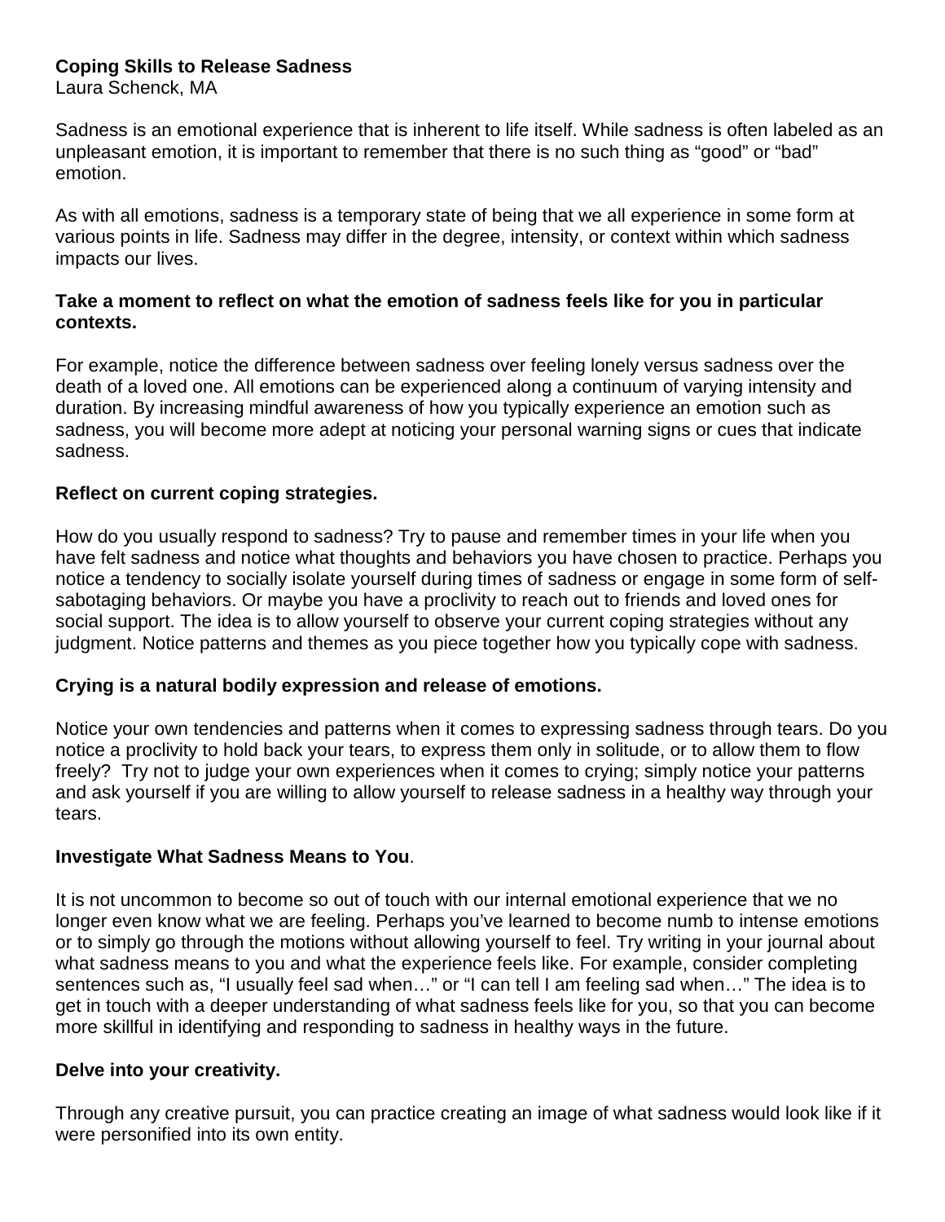**Coping Skills to Release Sadness**
Laura Schenck, MA

Sadness is an emotional experience that is inherent to life itself. While sadness is often labeled as an unpleasant emotion, it is important to remember that there is no such thing as "good" or "bad" emotion.

As with all emotions, sadness is a temporary state of being that we all experience in some form at various points in life. Sadness may differ in the degree, intensity, or context within which sadness impacts our lives.

**Take a moment to reflect on what the emotion of sadness feels like for you in particular contexts.**

For example, notice the difference between sadness over feeling lonely versus sadness over the death of a loved one. All emotions can be experienced along a continuum of varying intensity and duration. By increasing mindful awareness of how you typically experience an emotion such as sadness, you will become more adept at noticing your personal warning signs or cues that indicate sadness.

**Reflect on current coping strategies.**

How do you usually respond to sadness? Try to pause and remember times in your life when you have felt sadness and notice what thoughts and behaviors you have chosen to practice. Perhaps you notice a tendency to socially isolate yourself during times of sadness or engage in some form of self-sabotaging behaviors. Or maybe you have a proclivity to reach out to friends and loved ones for social support. The idea is to allow yourself to observe your current coping strategies without any judgment. Notice patterns and themes as you piece together how you typically cope with sadness.

**Crying is a natural bodily expression and release of emotions.**

Notice your own tendencies and patterns when it comes to expressing sadness through tears. Do you notice a proclivity to hold back your tears, to express them only in solitude, or to allow them to flow freely? Try not to judge your own experiences when it comes to crying; simply notice your patterns and ask yourself if you are willing to allow yourself to release sadness in a healthy way through your tears.

**Investigate What Sadness Means to You**.

It is not uncommon to become so out of touch with our internal emotional experience that we no longer even know what we are feeling. Perhaps you've learned to become numb to intense emotions or to simply go through the motions without allowing yourself to feel. Try writing in your journal about what sadness means to you and what the experience feels like. For example, consider completing sentences such as, "I usually feel sad when…" or "I can tell I am feeling sad when…" The idea is to get in touch with a deeper understanding of what sadness feels like for you, so that you can become more skillful in identifying and responding to sadness in healthy ways in the future.

**Delve into your creativity.**

Through any creative pursuit, you can practice creating an image of what sadness would look like if it were personified into its own entity.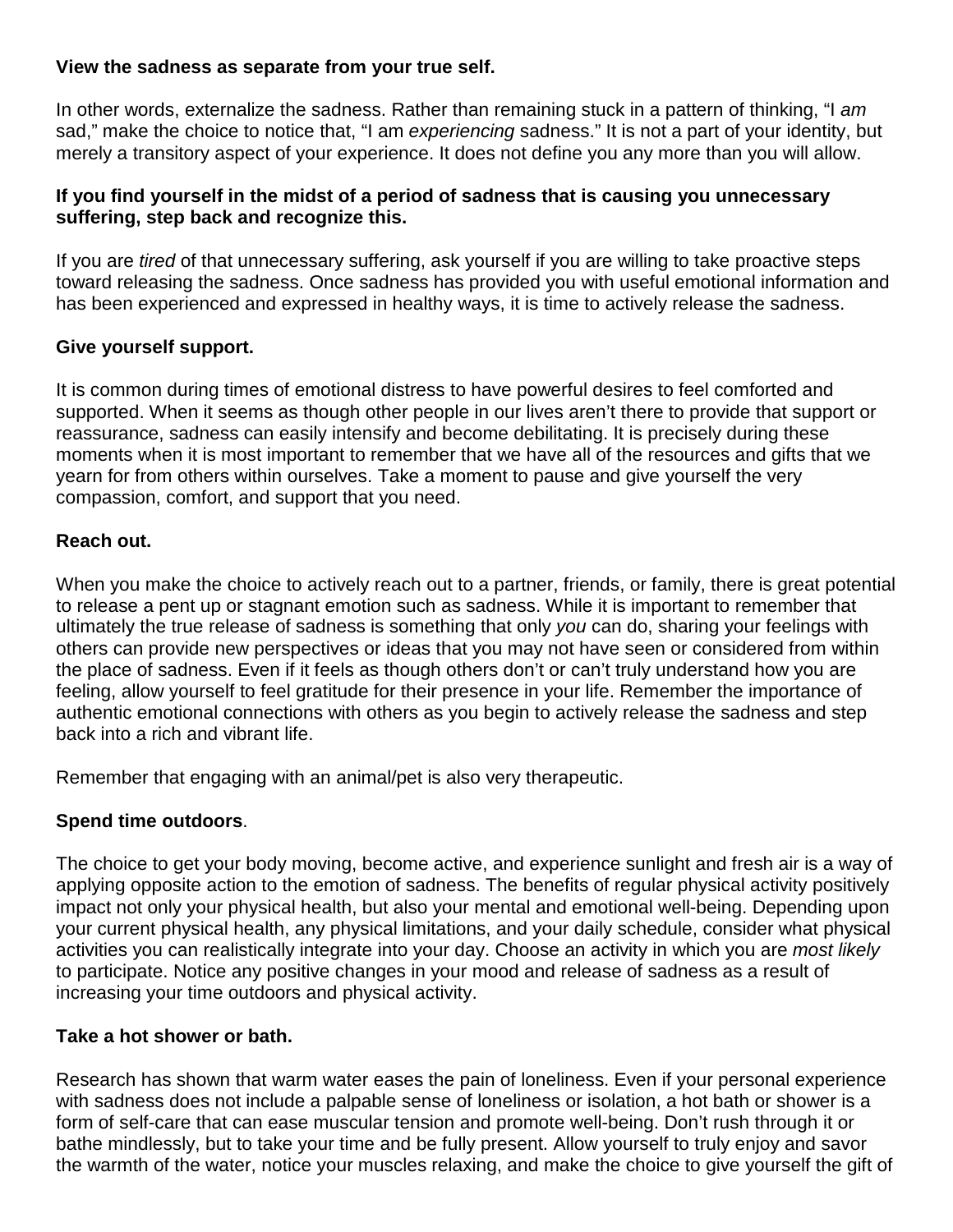**View the sadness as separate from your true self.**

In other words, externalize the sadness. Rather than remaining stuck in a pattern of thinking, "I *am* sad," make the choice to notice that, "I am *experiencing* sadness." It is not a part of your identity, but merely a transitory aspect of your experience. It does not define you any more than you will allow.

**If you find yourself in the midst of a period of sadness that is causing you unnecessary suffering, step back and recognize this.**

If you are *tired* of that unnecessary suffering, ask yourself if you are willing to take proactive steps toward releasing the sadness. Once sadness has provided you with useful emotional information and has been experienced and expressed in healthy ways, it is time to actively release the sadness.

**Give yourself support.**

It is common during times of emotional distress to have powerful desires to feel comforted and supported. When it seems as though other people in our lives aren't there to provide that support or reassurance, sadness can easily intensify and become debilitating. It is precisely during these moments when it is most important to remember that we have all of the resources and gifts that we yearn for from others within ourselves. Take a moment to pause and give yourself the very compassion, comfort, and support that you need.

**Reach out.**

When you make the choice to actively reach out to a partner, friends, or family, there is great potential to release a pent up or stagnant emotion such as sadness. While it is important to remember that ultimately the true release of sadness is something that only *you* can do, sharing your feelings with others can provide new perspectives or ideas that you may not have seen or considered from within the place of sadness. Even if it feels as though others don't or can't truly understand how you are feeling, allow yourself to feel gratitude for their presence in your life. Remember the importance of authentic emotional connections with others as you begin to actively release the sadness and step back into a rich and vibrant life.

Remember that engaging with an animal/pet is also very therapeutic.

**Spend time outdoors**.

The choice to get your body moving, become active, and experience sunlight and fresh air is a way of applying opposite action to the emotion of sadness. The benefits of regular physical activity positively impact not only your physical health, but also your mental and emotional well-being. Depending upon your current physical health, any physical limitations, and your daily schedule, consider what physical activities you can realistically integrate into your day. Choose an activity in which you are *most likely* to participate. Notice any positive changes in your mood and release of sadness as a result of increasing your time outdoors and physical activity.

**Take a hot shower or bath.**

Research has shown that warm water eases the pain of loneliness. Even if your personal experience with sadness does not include a palpable sense of loneliness or isolation, a hot bath or shower is a form of self-care that can ease muscular tension and promote well-being. Don't rush through it or bathe mindlessly, but to take your time and be fully present. Allow yourself to truly enjoy and savor the warmth of the water, notice your muscles relaxing, and make the choice to give yourself the gift of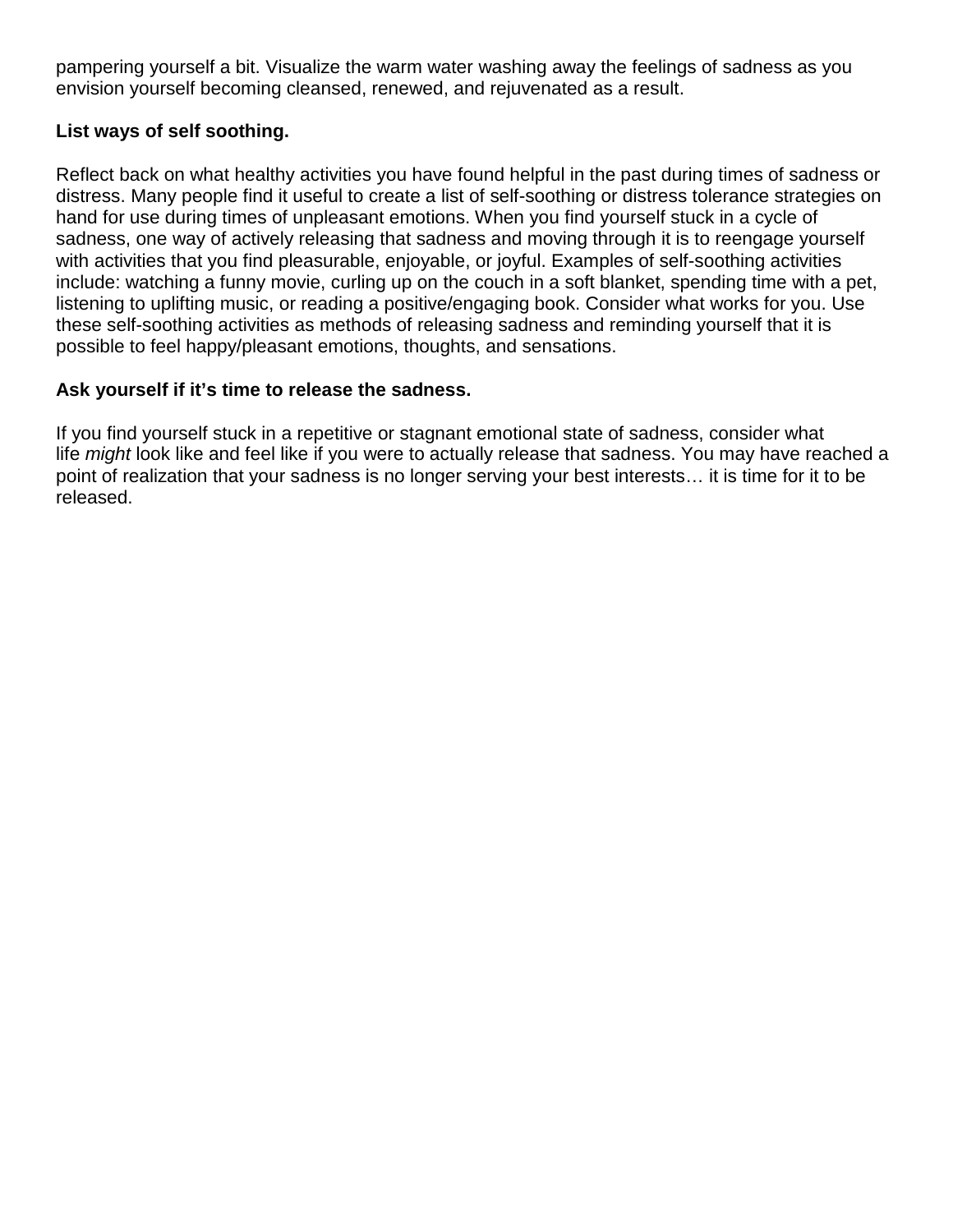pampering yourself a bit. Visualize the warm water washing away the feelings of sadness as you envision yourself becoming cleansed, renewed, and rejuvenated as a result.

**List ways of self soothing.**

Reflect back on what healthy activities you have found helpful in the past during times of sadness or distress. Many people find it useful to create a list of self-soothing or distress tolerance strategies on hand for use during times of unpleasant emotions. When you find yourself stuck in a cycle of sadness, one way of actively releasing that sadness and moving through it is to reengage yourself with activities that you find pleasurable, enjoyable, or joyful. Examples of self-soothing activities include: watching a funny movie, curling up on the couch in a soft blanket, spending time with a pet, listening to uplifting music, or reading a positive/engaging book. Consider what works for you. Use these self-soothing activities as methods of releasing sadness and reminding yourself that it is possible to feel happy/pleasant emotions, thoughts, and sensations.

**Ask yourself if it's time to release the sadness.**

If you find yourself stuck in a repetitive or stagnant emotional state of sadness, consider what life *might* look like and feel like if you were to actually release that sadness. You may have reached a point of realization that your sadness is no longer serving your best interests… it is time for it to be released.